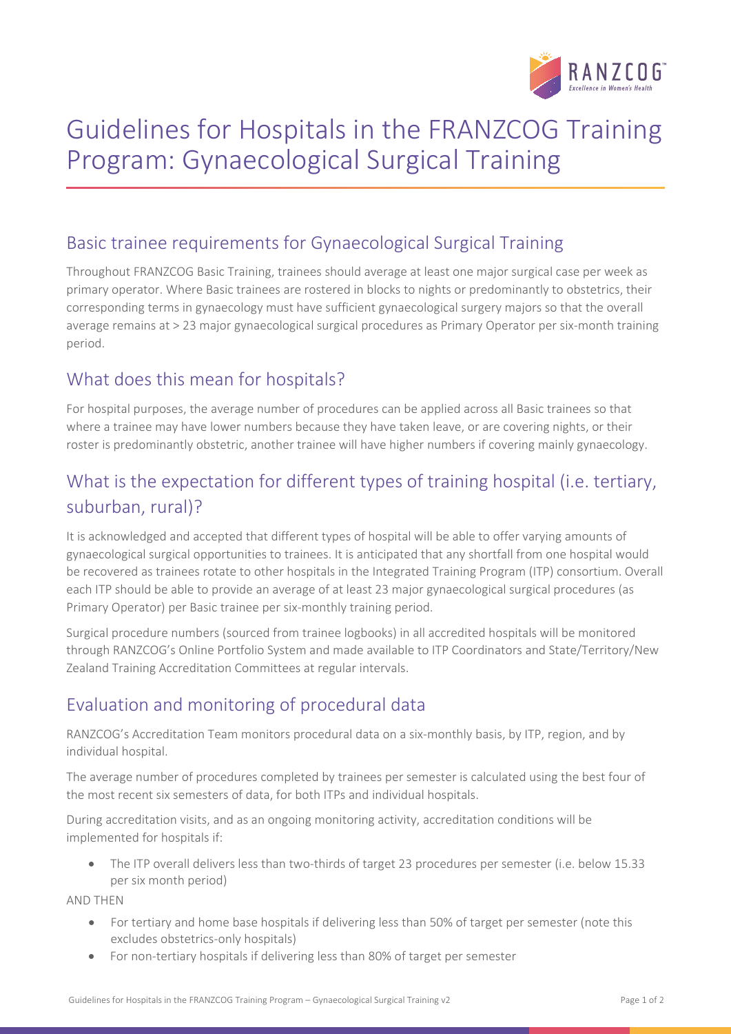# Guidelines for Hospitals in the FRANZCOG Training Program: Gynaecological Surgical Training

## Basic trainee requirements for Gynaecological Surgical Training

Throughout FRANZCOG Basic Training, trainees should average at least one major surgical case per week as primary operator. Where Basic trainees are rostered in blocks to nights or predominantly to obstetrics, their corresponding terms in gynaecology must have sufficient gynaecological surgery majors so that the overall average remains at > 23 major gynaecological surgical procedures as Primary Operator per six-month training period.

## What does this mean for hospitals?

For hospital purposes, the average number of procedures can be applied across all Basic trainees so that where a trainee may have lower numbers because they have taken leave, or are covering nights, or their roster is predominantly obstetric, another trainee will have higher numbers if covering mainly gynaecology.

## What is the expectation for different types of training hospital (i.e. tertiary, suburban, rural)?

It is acknowledged and accepted that different types of hospital will be able to offer varying amounts of gynaecological surgical opportunities to trainees. It is anticipated that any shortfall from one hospital would be recovered as trainees rotate to other hospitals in the Integrated Training Program (ITP) consortium. Overall each ITP should be able to provide an average of at least 23 major gynaecological surgical procedures (as Primary Operator) per Basic trainee per six-monthly training period.

Surgical procedure numbers (sourced from trainee logbooks) in all accredited hospitals will be monitored through RANZCOG's Online Portfolio System and made available to ITP Coordinators and State/Territory/New Zealand Training Accreditation Committees at regular intervals.

## Evaluation and monitoring of procedural data

RANZCOG's Accreditation Team monitors procedural data on a six-monthly basis, by ITP, region, and by individual hospital.

The average number of procedures completed by trainees per semester is calculated using the best four of the most recent six semesters of data, for both ITPs and individual hospitals.

During accreditation visits, and as an ongoing monitoring activity, accreditation conditions will be implemented for hospitals if:

- The ITP overall delivers less than two-thirds of target 23 procedures per semester (i.e. below 15.33 per six month period)

AND THEN

- For tertiary and home base hospitals if delivering less than 50% of target per semester (note this excludes obstetrics-only hospitals)
- For non-tertiary hospitals if delivering less than 80% of target per semester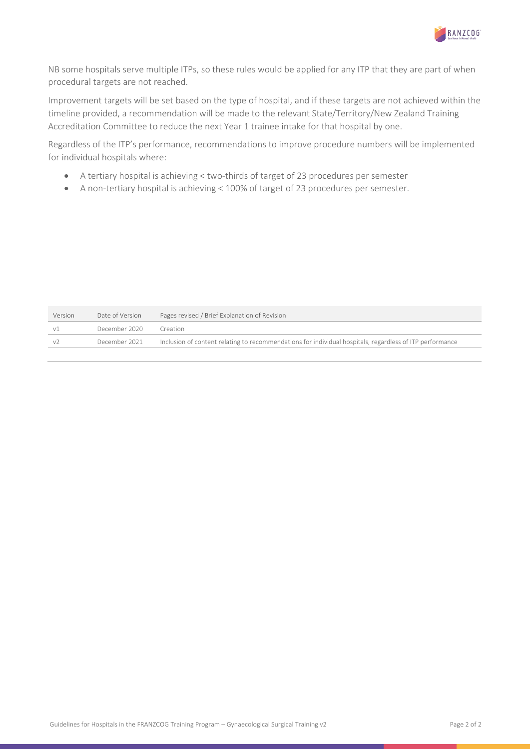NB some hospitals serve multiple ITPs, so these rules would be applied for any ITP that they are part of when procedural targets are not reached.

Improvement targets will be set based on the type of hospital, and if these targets are not achieved within the timeline provided, a recommendation will be made to the relevant State/Territory/New Zealand Training Accreditation Committee to reduce the next Year 1 trainee intake for that hospital by one.

Regardless of the ITP's performance, recommendations to improve procedure numbers will be implemented for individual hospitals where:

- A tertiary hospital is achieving < two-thirds of target of 23 procedures per semester
- A non-tertiary hospital is achieving < 100% of target of 23 procedures per semester.

| Version | Date of Version | Pages revised / Brief Explanation of Revision |
| --- | --- | --- |
| v1 | December 2020 | Creation |
| v2 | December 2021 | Inclusion of content relating to recommendations for individual hospitals, regardless of ITP performance |